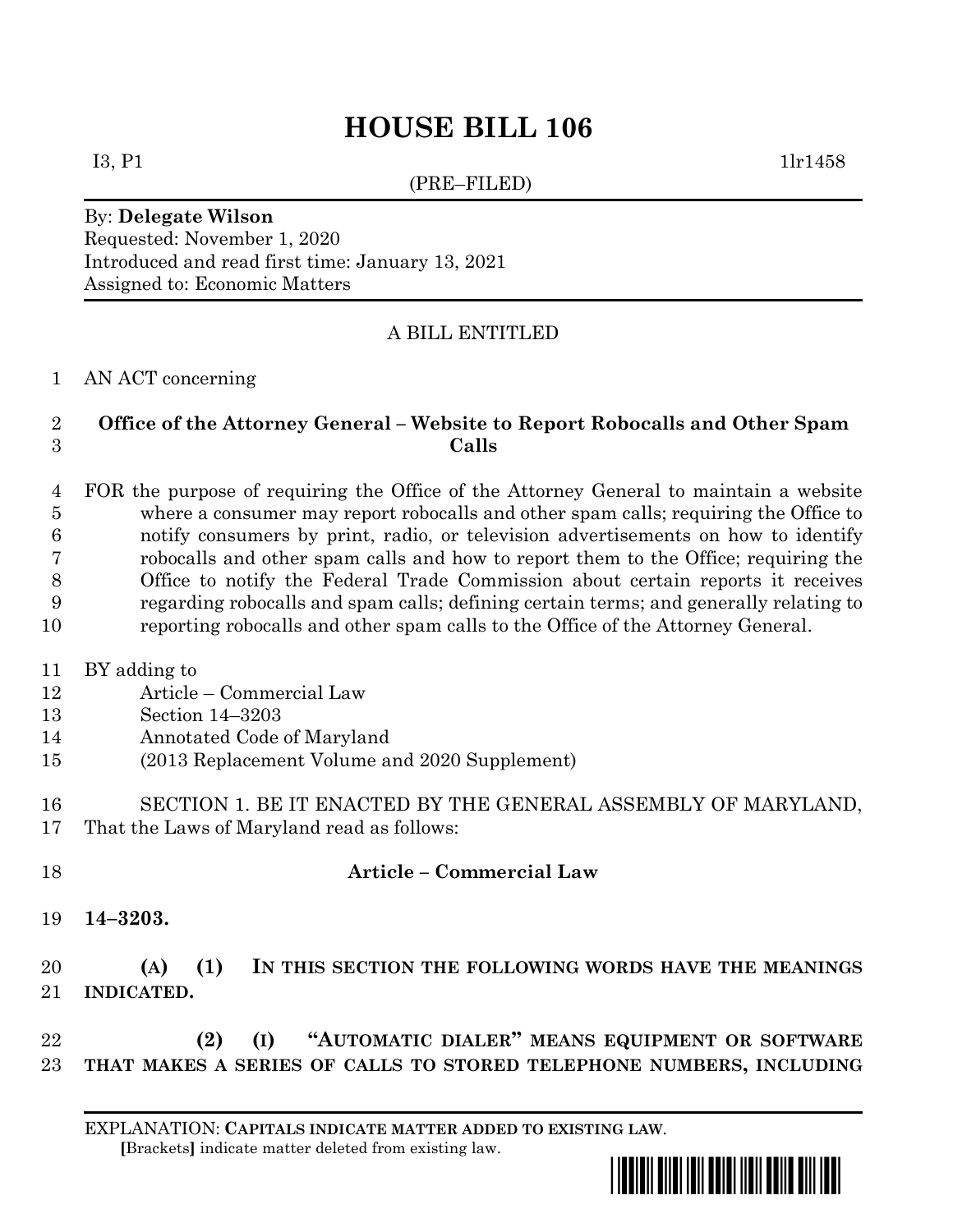# HOUSE BILL 106

I3, P1 1lr1458

(PRE–FILED)

By: **Delegate Wilson**
Requested: November 1, 2020
Introduced and read first time: January 13, 2021
Assigned to: Economic Matters

A BILL ENTITLED

AN ACT concerning

**Office of the Attorney General – Website to Report Robocalls and Other Spam Calls**

FOR the purpose of requiring the Office of the Attorney General to maintain a website where a consumer may report robocalls and other spam calls; requiring the Office to notify consumers by print, radio, or television advertisements on how to identify robocalls and other spam calls and how to report them to the Office; requiring the Office to notify the Federal Trade Commission about certain reports it receives regarding robocalls and spam calls; defining certain terms; and generally relating to reporting robocalls and other spam calls to the Office of the Attorney General.

BY adding to
Article – Commercial Law
Section 14–3203
Annotated Code of Maryland
(2013 Replacement Volume and 2020 Supplement)

SECTION 1. BE IT ENACTED BY THE GENERAL ASSEMBLY OF MARYLAND, That the Laws of Maryland read as follows:

**Article – Commercial Law**

**14–3203.**

**(A) (1) IN THIS SECTION THE FOLLOWING WORDS HAVE THE MEANINGS INDICATED.**

**(2) (I) "AUTOMATIC DIALER" MEANS EQUIPMENT OR SOFTWARE THAT MAKES A SERIES OF CALLS TO STORED TELEPHONE NUMBERS, INCLUDING**

EXPLANATION: **CAPITALS INDICATE MATTER ADDED TO EXISTING LAW**.
[Brackets] indicate matter deleted from existing law.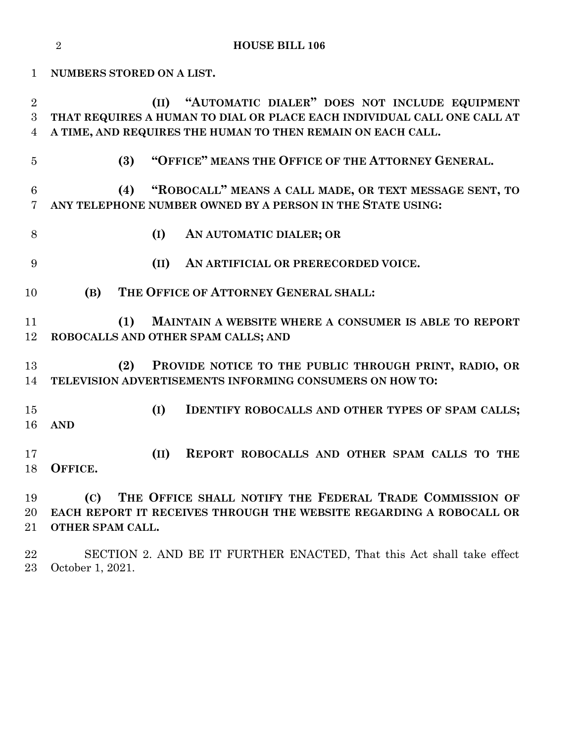**NUMBERS STORED ON A LIST.**

**(II) "AUTOMATIC DIALER" DOES NOT INCLUDE EQUIPMENT THAT REQUIRES A HUMAN TO DIAL OR PLACE EACH INDIVIDUAL CALL ONE CALL AT A TIME, AND REQUIRES THE HUMAN TO THEN REMAIN ON EACH CALL.**

**(3) "OFFICE" MEANS THE OFFICE OF THE ATTORNEY GENERAL.**

**(4) "ROBOCALL" MEANS A CALL MADE, OR TEXT MESSAGE SENT, TO ANY TELEPHONE NUMBER OWNED BY A PERSON IN THE STATE USING:**

**(I) AN AUTOMATIC DIALER; OR**

**(II) AN ARTIFICIAL OR PRERECORDED VOICE.**

**(B) THE OFFICE OF ATTORNEY GENERAL SHALL:**

**(1) MAINTAIN A WEBSITE WHERE A CONSUMER IS ABLE TO REPORT ROBOCALLS AND OTHER SPAM CALLS; AND**

**(2) PROVIDE NOTICE TO THE PUBLIC THROUGH PRINT, RADIO, OR TELEVISION ADVERTISEMENTS INFORMING CONSUMERS ON HOW TO:**

**(I) IDENTIFY ROBOCALLS AND OTHER TYPES OF SPAM CALLS; AND**

**(II) REPORT ROBOCALLS AND OTHER SPAM CALLS TO THE OFFICE.**

**(C) THE OFFICE SHALL NOTIFY THE FEDERAL TRADE COMMISSION OF EACH REPORT IT RECEIVES THROUGH THE WEBSITE REGARDING A ROBOCALL OR OTHER SPAM CALL.**

SECTION 2. AND BE IT FURTHER ENACTED, That this Act shall take effect October 1, 2021.